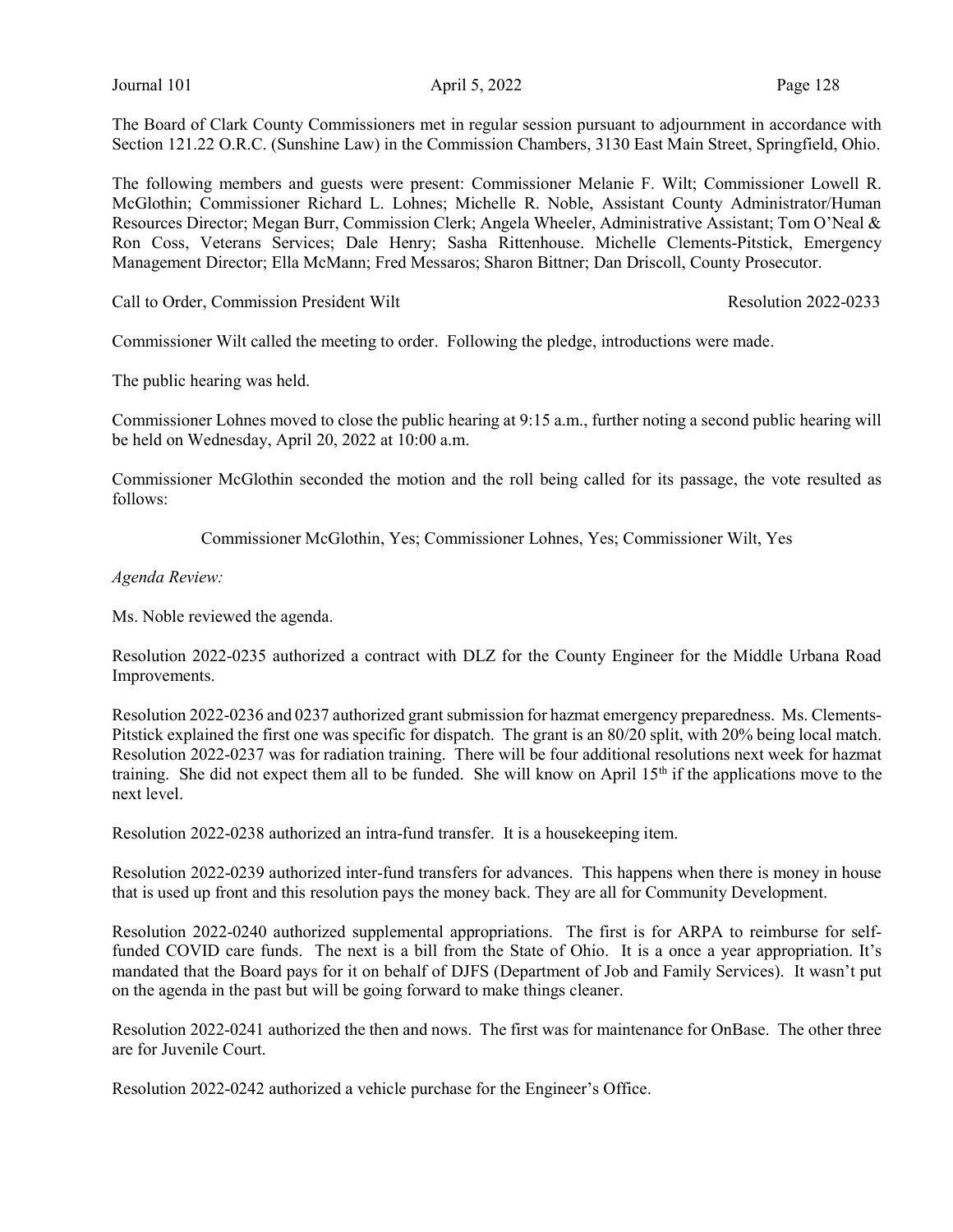The Board of Clark County Commissioners met in regular session pursuant to adjournment in accordance with Section 121.22 O.R.C. (Sunshine Law) in the Commission Chambers, 3130 East Main Street, Springfield, Ohio.

The following members and guests were present: Commissioner Melanie F. Wilt; Commissioner Lowell R. McGlothin; Commissioner Richard L. Lohnes; Michelle R. Noble, Assistant County Administrator/Human Resources Director; Megan Burr, Commission Clerk; Angela Wheeler, Administrative Assistant; Tom O'Neal & Ron Coss, Veterans Services; Dale Henry; Sasha Rittenhouse. Michelle Clements-Pitstick, Emergency Management Director; Ella McMann; Fred Messaros; Sharon Bittner; Dan Driscoll, County Prosecutor.

Call to Order, Commission President Wilt — Resolution 2022-0233

Commissioner Wilt called the meeting to order. Following the pledge, introductions were made.

The public hearing was held.

Commissioner Lohnes moved to close the public hearing at 9:15 a.m., further noting a second public hearing will be held on Wednesday, April 20, 2022 at 10:00 a.m.

Commissioner McGlothin seconded the motion and the roll being called for its passage, the vote resulted as follows:

Commissioner McGlothin, Yes; Commissioner Lohnes, Yes; Commissioner Wilt, Yes

*Agenda Review:*

Ms. Noble reviewed the agenda.

Resolution 2022-0235 authorized a contract with DLZ for the County Engineer for the Middle Urbana Road Improvements.

Resolution 2022-0236 and 0237 authorized grant submission for hazmat emergency preparedness. Ms. Clements-Pitstick explained the first one was specific for dispatch. The grant is an 80/20 split, with 20% being local match. Resolution 2022-0237 was for radiation training. There will be four additional resolutions next week for hazmat training. She did not expect them all to be funded. She will know on April 15th if the applications move to the next level.

Resolution 2022-0238 authorized an intra-fund transfer. It is a housekeeping item.

Resolution 2022-0239 authorized inter-fund transfers for advances. This happens when there is money in house that is used up front and this resolution pays the money back. They are all for Community Development.

Resolution 2022-0240 authorized supplemental appropriations. The first is for ARPA to reimburse for self-funded COVID care funds. The next is a bill from the State of Ohio. It is a once a year appropriation. It's mandated that the Board pays for it on behalf of DJFS (Department of Job and Family Services). It wasn't put on the agenda in the past but will be going forward to make things cleaner.

Resolution 2022-0241 authorized the then and nows. The first was for maintenance for OnBase. The other three are for Juvenile Court.

Resolution 2022-0242 authorized a vehicle purchase for the Engineer's Office.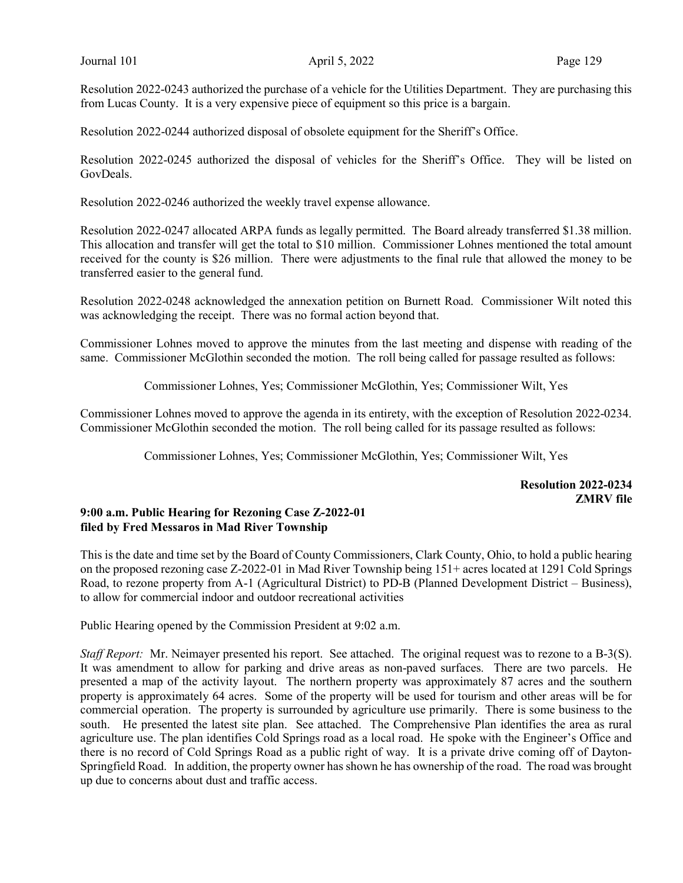Resolution 2022-0243 authorized the purchase of a vehicle for the Utilities Department. They are purchasing this from Lucas County. It is a very expensive piece of equipment so this price is a bargain.

Resolution 2022-0244 authorized disposal of obsolete equipment for the Sheriff's Office.

Resolution 2022-0245 authorized the disposal of vehicles for the Sheriff's Office. They will be listed on GovDeals.

Resolution 2022-0246 authorized the weekly travel expense allowance.

Resolution 2022-0247 allocated ARPA funds as legally permitted. The Board already transferred $1.38 million. This allocation and transfer will get the total to $10 million. Commissioner Lohnes mentioned the total amount received for the county is $26 million. There were adjustments to the final rule that allowed the money to be transferred easier to the general fund.

Resolution 2022-0248 acknowledged the annexation petition on Burnett Road. Commissioner Wilt noted this was acknowledging the receipt. There was no formal action beyond that.

Commissioner Lohnes moved to approve the minutes from the last meeting and dispense with reading of the same. Commissioner McGlothin seconded the motion. The roll being called for passage resulted as follows:

Commissioner Lohnes, Yes; Commissioner McGlothin, Yes; Commissioner Wilt, Yes

Commissioner Lohnes moved to approve the agenda in its entirety, with the exception of Resolution 2022-0234. Commissioner McGlothin seconded the motion. The roll being called for its passage resulted as follows:

Commissioner Lohnes, Yes; Commissioner McGlothin, Yes; Commissioner Wilt, Yes

**Resolution 2022-0234**
**ZMRV file**

**9:00 a.m. Public Hearing for Rezoning Case Z-2022-01 filed by Fred Messaros in Mad River Township**

This is the date and time set by the Board of County Commissioners, Clark County, Ohio, to hold a public hearing on the proposed rezoning case Z-2022-01 in Mad River Township being 151+ acres located at 1291 Cold Springs Road, to rezone property from A-1 (Agricultural District) to PD-B (Planned Development District – Business), to allow for commercial indoor and outdoor recreational activities

Public Hearing opened by the Commission President at 9:02 a.m.

*Staff Report:* Mr. Neimayer presented his report. See attached. The original request was to rezone to a B-3(S). It was amendment to allow for parking and drive areas as non-paved surfaces. There are two parcels. He presented a map of the activity layout. The northern property was approximately 87 acres and the southern property is approximately 64 acres. Some of the property will be used for tourism and other areas will be for commercial operation. The property is surrounded by agriculture use primarily. There is some business to the south. He presented the latest site plan. See attached. The Comprehensive Plan identifies the area as rural agriculture use. The plan identifies Cold Springs road as a local road. He spoke with the Engineer's Office and there is no record of Cold Springs Road as a public right of way. It is a private drive coming off of Dayton-Springfield Road. In addition, the property owner has shown he has ownership of the road. The road was brought up due to concerns about dust and traffic access.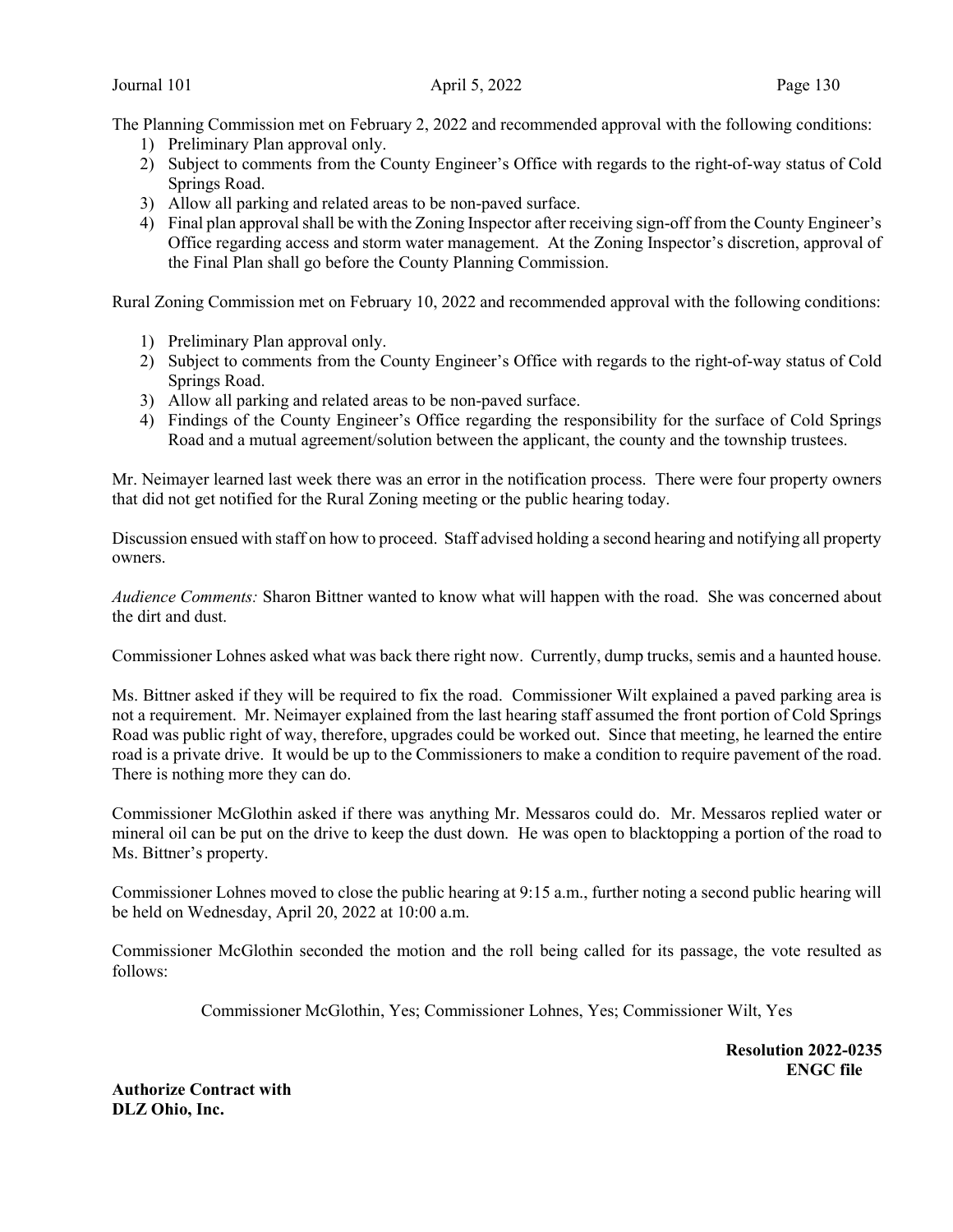The Planning Commission met on February 2, 2022 and recommended approval with the following conditions:

1) Preliminary Plan approval only.
2) Subject to comments from the County Engineer's Office with regards to the right-of-way status of Cold Springs Road.
3) Allow all parking and related areas to be non-paved surface.
4) Final plan approval shall be with the Zoning Inspector after receiving sign-off from the County Engineer's Office regarding access and storm water management. At the Zoning Inspector's discretion, approval of the Final Plan shall go before the County Planning Commission.

Rural Zoning Commission met on February 10, 2022 and recommended approval with the following conditions:

1) Preliminary Plan approval only.
2) Subject to comments from the County Engineer's Office with regards to the right-of-way status of Cold Springs Road.
3) Allow all parking and related areas to be non-paved surface.
4) Findings of the County Engineer's Office regarding the responsibility for the surface of Cold Springs Road and a mutual agreement/solution between the applicant, the county and the township trustees.

Mr. Neimayer learned last week there was an error in the notification process. There were four property owners that did not get notified for the Rural Zoning meeting or the public hearing today.

Discussion ensued with staff on how to proceed. Staff advised holding a second hearing and notifying all property owners.

*Audience Comments:* Sharon Bittner wanted to know what will happen with the road. She was concerned about the dirt and dust.

Commissioner Lohnes asked what was back there right now. Currently, dump trucks, semis and a haunted house.

Ms. Bittner asked if they will be required to fix the road. Commissioner Wilt explained a paved parking area is not a requirement. Mr. Neimayer explained from the last hearing staff assumed the front portion of Cold Springs Road was public right of way, therefore, upgrades could be worked out. Since that meeting, he learned the entire road is a private drive. It would be up to the Commissioners to make a condition to require pavement of the road. There is nothing more they can do.

Commissioner McGlothin asked if there was anything Mr. Messaros could do. Mr. Messaros replied water or mineral oil can be put on the drive to keep the dust down. He was open to blacktopping a portion of the road to Ms. Bittner's property.

Commissioner Lohnes moved to close the public hearing at 9:15 a.m., further noting a second public hearing will be held on Wednesday, April 20, 2022 at 10:00 a.m.

Commissioner McGlothin seconded the motion and the roll being called for its passage, the vote resulted as follows:

Commissioner McGlothin, Yes; Commissioner Lohnes, Yes; Commissioner Wilt, Yes

**Resolution 2022-0235**
**ENGC file**

**Authorize Contract with DLZ Ohio, Inc.**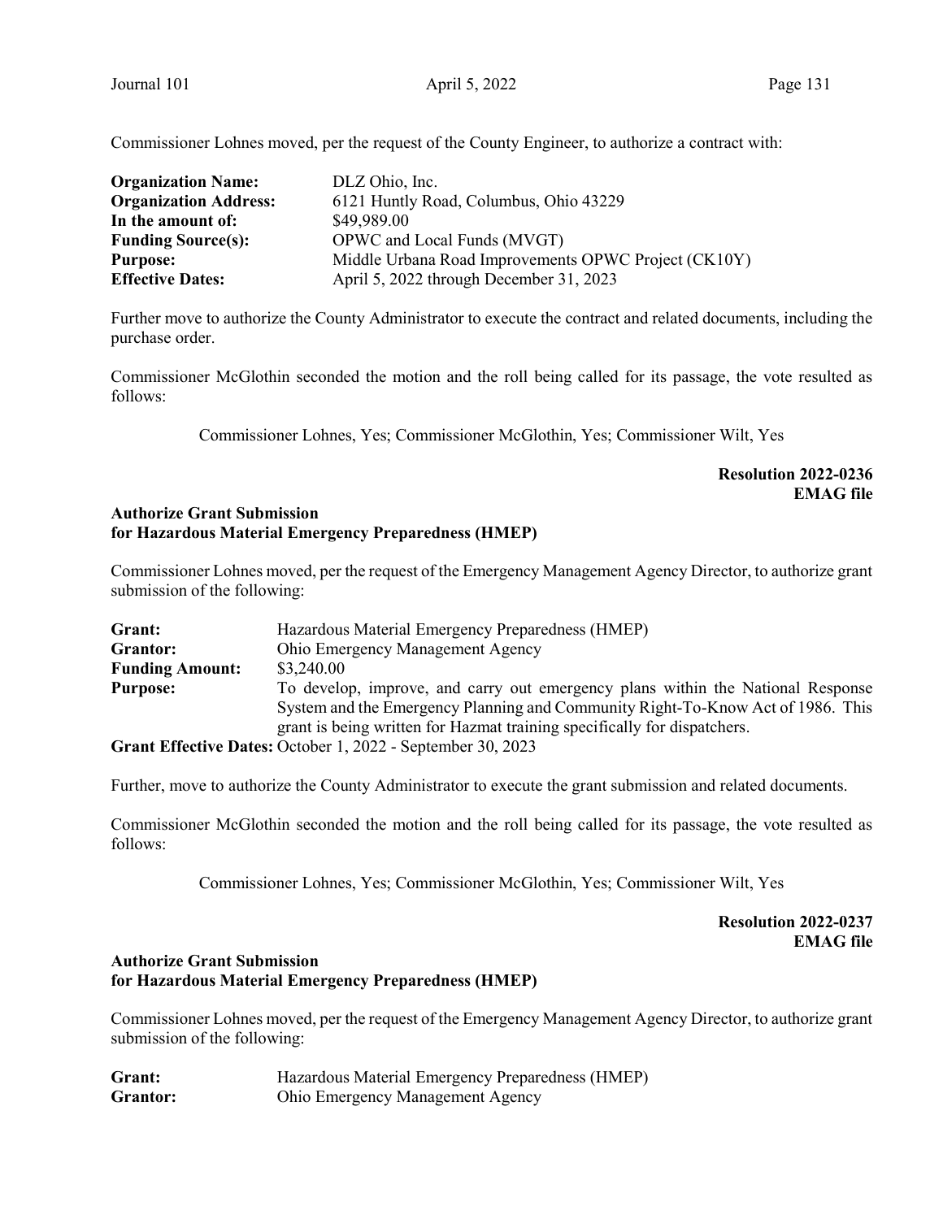Commissioner Lohnes moved, per the request of the County Engineer, to authorize a contract with:

| | |
|---|---|
| **Organization Name:** | DLZ Ohio, Inc. |
| **Organization Address:** | 6121 Huntly Road, Columbus, Ohio 43229 |
| **In the amount of:** | $49,989.00 |
| **Funding Source(s):** | OPWC and Local Funds (MVGT) |
| **Purpose:** | Middle Urbana Road Improvements OPWC Project (CK10Y) |
| **Effective Dates:** | April 5, 2022 through December 31, 2023 |

Further move to authorize the County Administrator to execute the contract and related documents, including the purchase order.

Commissioner McGlothin seconded the motion and the roll being called for its passage, the vote resulted as follows:

Commissioner Lohnes, Yes; Commissioner McGlothin, Yes; Commissioner Wilt, Yes

**Resolution 2022-0236**
**EMAG file**

**Authorize Grant Submission**
**for Hazardous Material Emergency Preparedness (HMEP)**

Commissioner Lohnes moved, per the request of the Emergency Management Agency Director, to authorize grant submission of the following:

| | |
|---|---|
| **Grant:** | Hazardous Material Emergency Preparedness (HMEP) |
| **Grantor:** | Ohio Emergency Management Agency |
| **Funding Amount:** | $3,240.00 |
| **Purpose:** | To develop, improve, and carry out emergency plans within the National Response System and the Emergency Planning and Community Right-To-Know Act of 1986. This grant is being written for Hazmat training specifically for dispatchers. |
| **Grant Effective Dates:** | October 1, 2022 - September 30, 2023 |

Further, move to authorize the County Administrator to execute the grant submission and related documents.

Commissioner McGlothin seconded the motion and the roll being called for its passage, the vote resulted as follows:

Commissioner Lohnes, Yes; Commissioner McGlothin, Yes; Commissioner Wilt, Yes

**Resolution 2022-0237**
**EMAG file**

**Authorize Grant Submission**
**for Hazardous Material Emergency Preparedness (HMEP)**

Commissioner Lohnes moved, per the request of the Emergency Management Agency Director, to authorize grant submission of the following:

| | |
|---|---|
| **Grant:** | Hazardous Material Emergency Preparedness (HMEP) |
| **Grantor:** | Ohio Emergency Management Agency |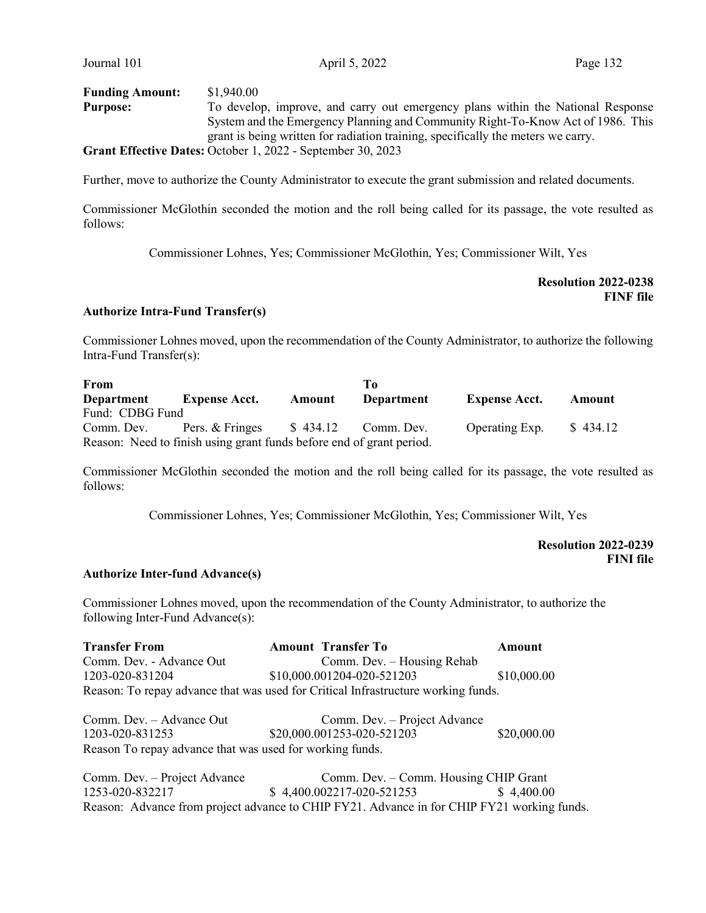**Funding Amount:** $1,940.00

**Purpose:** To develop, improve, and carry out emergency plans within the National Response System and the Emergency Planning and Community Right-To-Know Act of 1986. This grant is being written for radiation training, specifically the meters we carry.

**Grant Effective Dates:** October 1, 2022 - September 30, 2023

Further, move to authorize the County Administrator to execute the grant submission and related documents.

Commissioner McGlothin seconded the motion and the roll being called for its passage, the vote resulted as follows:

Commissioner Lohnes, Yes; Commissioner McGlothin, Yes; Commissioner Wilt, Yes

**Resolution 2022-0238**
**FINF file**

**Authorize Intra-Fund Transfer(s)**

Commissioner Lohnes moved, upon the recommendation of the County Administrator, to authorize the following Intra-Fund Transfer(s):

| From Department | Expense Acct. | Amount | To Department | Expense Acct. | Amount |
|---|---|---|---|---|---|
| Fund: CDBG Fund | | | | | |
| Comm. Dev. | Pers. & Fringes | $ 434.12 | Comm. Dev. | Operating Exp. | $ 434.12 |

Reason: Need to finish using grant funds before end of grant period.

Commissioner McGlothin seconded the motion and the roll being called for its passage, the vote resulted as follows:

Commissioner Lohnes, Yes; Commissioner McGlothin, Yes; Commissioner Wilt, Yes

**Resolution 2022-0239**
**FINI file**

**Authorize Inter-fund Advance(s)**

Commissioner Lohnes moved, upon the recommendation of the County Administrator, to authorize the following Inter-Fund Advance(s):

| Transfer From | Amount | Transfer To | Amount |
|---|---|---|---|
| Comm. Dev. - Advance Out | | Comm. Dev. – Housing Rehab | |
| 1203-020-831204 | $10,000.00 | 1204-020-521203 | $10,000.00 |

Reason: To repay advance that was used for Critical Infrastructure working funds.

| Transfer From | Amount | Transfer To | Amount |
|---|---|---|---|
| Comm. Dev. – Advance Out | | Comm. Dev. – Project Advance | |
| 1203-020-831253 | $20,000.00 | 1253-020-521203 | $20,000.00 |

Reason To repay advance that was used for working funds.

| Transfer From | Amount | Transfer To | Amount |
|---|---|---|---|
| Comm. Dev. – Project Advance | | Comm. Dev. – Comm. Housing CHIP Grant | |
| 1253-020-832217 | $ 4,400.00 | 2217-020-521253 | $ 4,400.00 |

Reason: Advance from project advance to CHIP FY21. Advance in for CHIP FY21 working funds.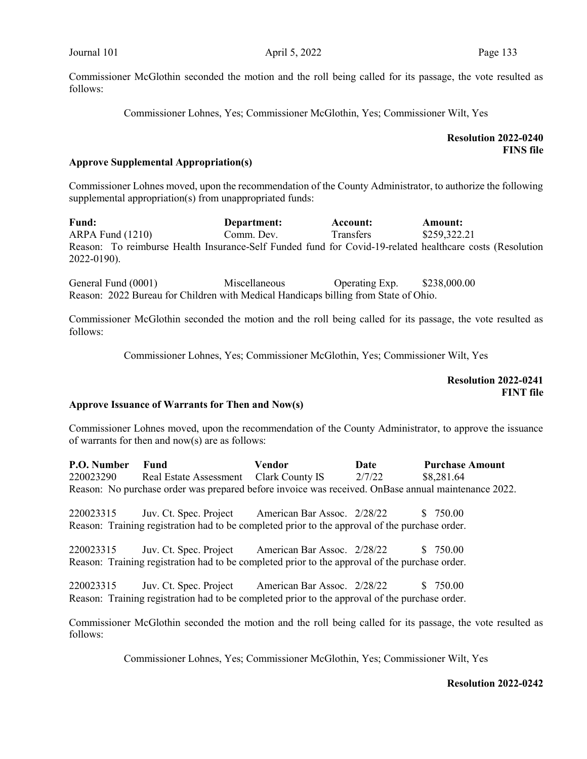Commissioner McGlothin seconded the motion and the roll being called for its passage, the vote resulted as follows:

Commissioner Lohnes, Yes; Commissioner McGlothin, Yes; Commissioner Wilt, Yes

**Resolution 2022-0240**
**FINS file**

**Approve Supplemental Appropriation(s)**

Commissioner Lohnes moved, upon the recommendation of the County Administrator, to authorize the following supplemental appropriation(s) from unappropriated funds:

| **Fund:** | **Department:** | **Account:** | **Amount:** |
|---|---|---|---|
| ARPA Fund (1210) | Comm. Dev. | Transfers | $259,322.21 |

Reason: To reimburse Health Insurance-Self Funded fund for Covid-19-related healthcare costs (Resolution 2022-0190).

| | | | |
|---|---|---|---|
| General Fund (0001) | Miscellaneous | Operating Exp. | $238,000.00 |

Reason: 2022 Bureau for Children with Medical Handicaps billing from State of Ohio.

Commissioner McGlothin seconded the motion and the roll being called for its passage, the vote resulted as follows:

Commissioner Lohnes, Yes; Commissioner McGlothin, Yes; Commissioner Wilt, Yes

**Resolution 2022-0241**
**FINT file**

**Approve Issuance of Warrants for Then and Now(s)**

Commissioner Lohnes moved, upon the recommendation of the County Administrator, to approve the issuance of warrants for then and now(s) are as follows:

| **P.O. Number** | **Fund** | **Vendor** | **Date** | **Purchase Amount** |
|---|---|---|---|---|
| 220023290 | Real Estate Assessment | Clark County IS | 2/7/22 | $8,281.64 |

Reason: No purchase order was prepared before invoice was received. OnBase annual maintenance 2022.

| | | | | |
|---|---|---|---|---|
| 220023315 | Juv. Ct. Spec. Project | American Bar Assoc. | 2/28/22 | $ 750.00 |

Reason: Training registration had to be completed prior to the approval of the purchase order.

| | | | | |
|---|---|---|---|---|
| 220023315 | Juv. Ct. Spec. Project | American Bar Assoc. | 2/28/22 | $ 750.00 |

Reason: Training registration had to be completed prior to the approval of the purchase order.

| | | | | |
|---|---|---|---|---|
| 220023315 | Juv. Ct. Spec. Project | American Bar Assoc. | 2/28/22 | $ 750.00 |

Reason: Training registration had to be completed prior to the approval of the purchase order.

Commissioner McGlothin seconded the motion and the roll being called for its passage, the vote resulted as follows:

Commissioner Lohnes, Yes; Commissioner McGlothin, Yes; Commissioner Wilt, Yes

**Resolution 2022-0242**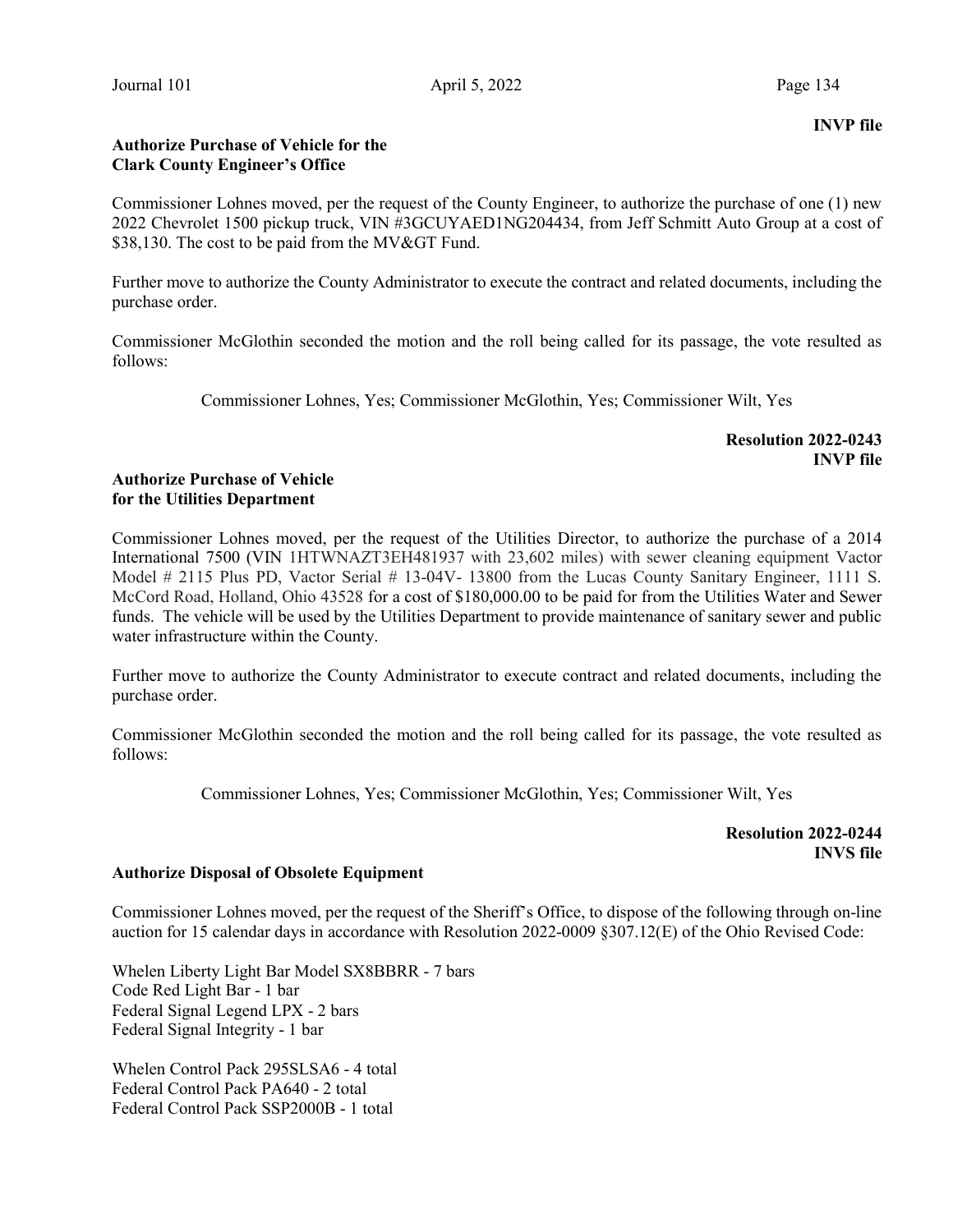**INVP file**

**Authorize Purchase of Vehicle for the Clark County Engineer's Office**

Commissioner Lohnes moved, per the request of the County Engineer, to authorize the purchase of one (1) new 2022 Chevrolet 1500 pickup truck, VIN #3GCUYAED1NG204434, from Jeff Schmitt Auto Group at a cost of $38,130. The cost to be paid from the MV&GT Fund.

Further move to authorize the County Administrator to execute the contract and related documents, including the purchase order.

Commissioner McGlothin seconded the motion and the roll being called for its passage, the vote resulted as follows:

Commissioner Lohnes, Yes; Commissioner McGlothin, Yes; Commissioner Wilt, Yes

**Resolution 2022-0243**
**INVP file**

**Authorize Purchase of Vehicle for the Utilities Department**

Commissioner Lohnes moved, per the request of the Utilities Director, to authorize the purchase of a 2014 International 7500 (VIN 1HTWNAZT3EH481937 with 23,602 miles) with sewer cleaning equipment Vactor Model # 2115 Plus PD, Vactor Serial # 13-04V- 13800 from the Lucas County Sanitary Engineer, 1111 S. McCord Road, Holland, Ohio 43528 for a cost of $180,000.00 to be paid for from the Utilities Water and Sewer funds. The vehicle will be used by the Utilities Department to provide maintenance of sanitary sewer and public water infrastructure within the County.

Further move to authorize the County Administrator to execute contract and related documents, including the purchase order.

Commissioner McGlothin seconded the motion and the roll being called for its passage, the vote resulted as follows:

Commissioner Lohnes, Yes; Commissioner McGlothin, Yes; Commissioner Wilt, Yes

**Resolution 2022-0244**
**INVS file**

**Authorize Disposal of Obsolete Equipment**

Commissioner Lohnes moved, per the request of the Sheriff's Office, to dispose of the following through on-line auction for 15 calendar days in accordance with Resolution 2022-0009 §307.12(E) of the Ohio Revised Code:

Whelen Liberty Light Bar Model SX8BBRR - 7 bars
Code Red Light Bar - 1 bar
Federal Signal Legend LPX - 2 bars
Federal Signal Integrity - 1 bar

Whelen Control Pack 295SLSA6 - 4 total
Federal Control Pack PA640 - 2 total
Federal Control Pack SSP2000B - 1 total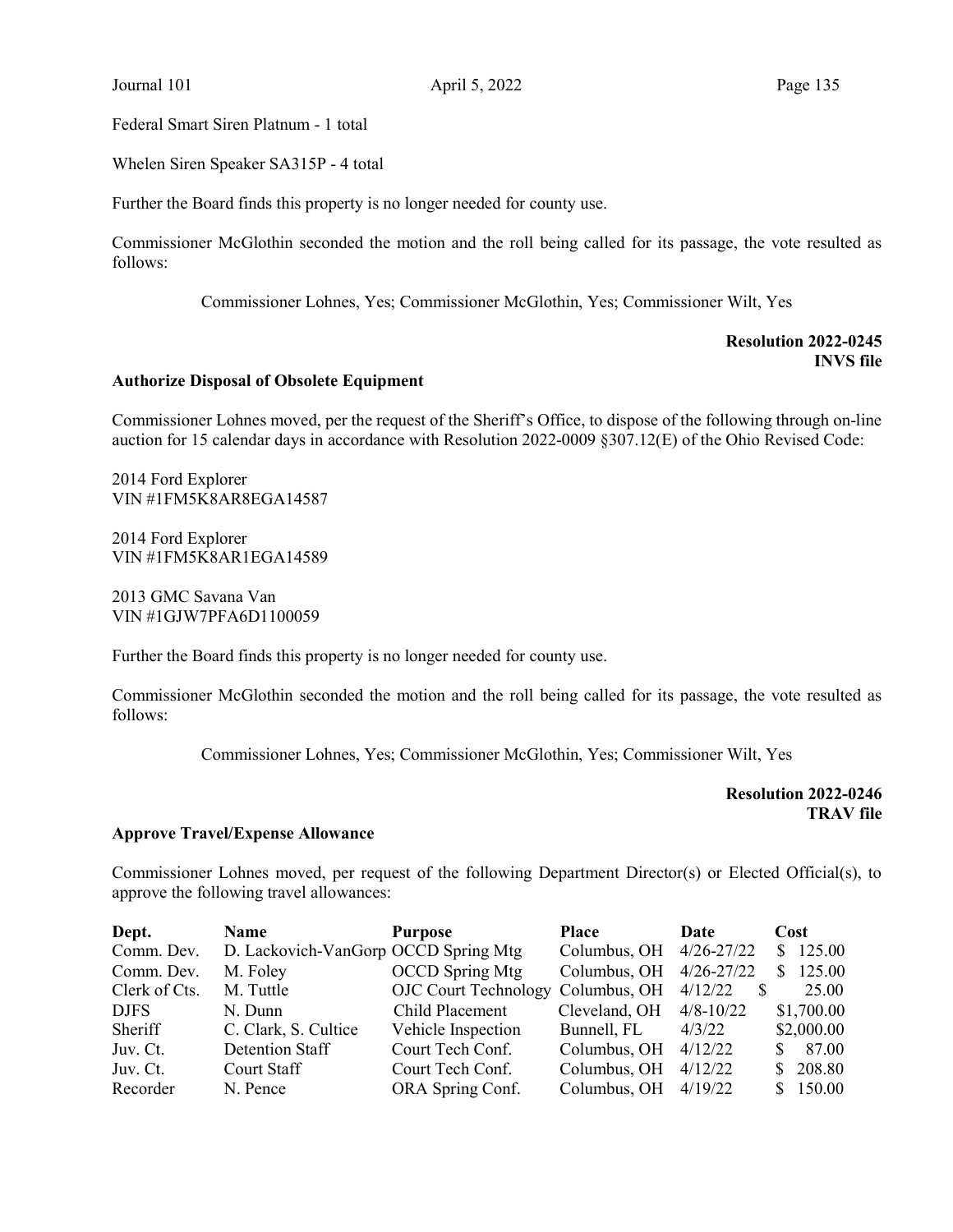Federal Smart Siren Platnum - 1 total

Whelen Siren Speaker SA315P - 4 total

Further the Board finds this property is no longer needed for county use.

Commissioner McGlothin seconded the motion and the roll being called for its passage, the vote resulted as follows:

Commissioner Lohnes, Yes; Commissioner McGlothin, Yes; Commissioner Wilt, Yes

**Resolution 2022-0245**
**INVS file**

**Authorize Disposal of Obsolete Equipment**

Commissioner Lohnes moved, per the request of the Sheriff's Office, to dispose of the following through on-line auction for 15 calendar days in accordance with Resolution 2022-0009 §307.12(E) of the Ohio Revised Code:

2014 Ford Explorer
VIN #1FM5K8AR8EGA14587

2014 Ford Explorer
VIN #1FM5K8AR1EGA14589

2013 GMC Savana Van
VIN #1GJW7PFA6D1100059

Further the Board finds this property is no longer needed for county use.

Commissioner McGlothin seconded the motion and the roll being called for its passage, the vote resulted as follows:

Commissioner Lohnes, Yes; Commissioner McGlothin, Yes; Commissioner Wilt, Yes

**Resolution 2022-0246**
**TRAV file**

**Approve Travel/Expense Allowance**

Commissioner Lohnes moved, per request of the following Department Director(s) or Elected Official(s), to approve the following travel allowances:

| Dept. | Name | Purpose | Place | Date | Cost |
|---|---|---|---|---|---|
| Comm. Dev. | D. Lackovich-VanGorp | OCCD Spring Mtg | Columbus, OH | 4/26-27/22 | $ 125.00 |
| Comm. Dev. | M. Foley | OCCD Spring Mtg | Columbus, OH | 4/26-27/22 | $ 125.00 |
| Clerk of Cts. | M. Tuttle | OJC Court Technology | Columbus, OH | 4/12/22 | $ 25.00 |
| DJFS | N. Dunn | Child Placement | Cleveland, OH | 4/8-10/22 | $1,700.00 |
| Sheriff | C. Clark, S. Cultice | Vehicle Inspection | Bunnell, FL | 4/3/22 | $2,000.00 |
| Juv. Ct. | Detention Staff | Court Tech Conf. | Columbus, OH | 4/12/22 | $ 87.00 |
| Juv. Ct. | Court Staff | Court Tech Conf. | Columbus, OH | 4/12/22 | $ 208.80 |
| Recorder | N. Pence | ORA Spring Conf. | Columbus, OH | 4/19/22 | $ 150.00 |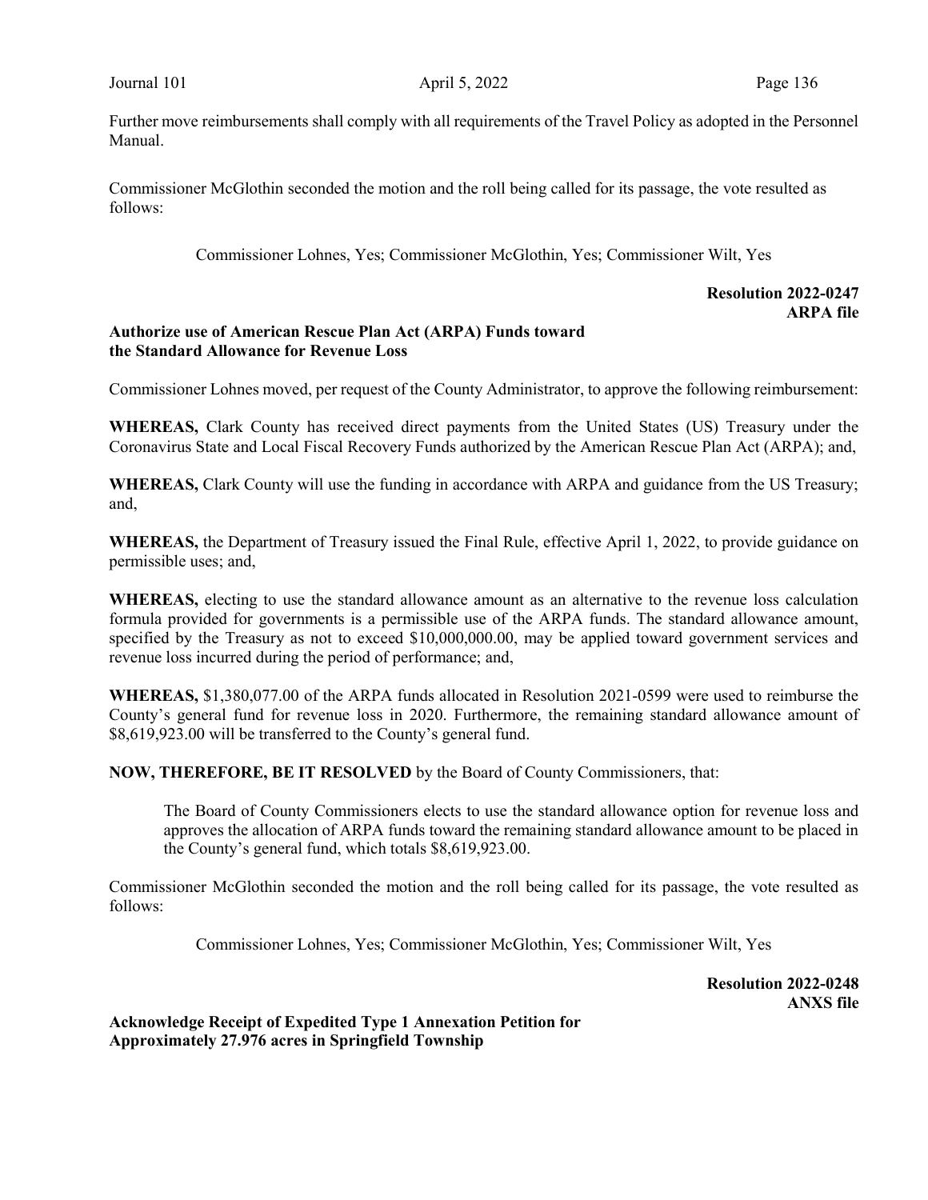Further move reimbursements shall comply with all requirements of the Travel Policy as adopted in the Personnel Manual.

Commissioner McGlothin seconded the motion and the roll being called for its passage, the vote resulted as follows:

Commissioner Lohnes, Yes; Commissioner McGlothin, Yes; Commissioner Wilt, Yes

**Resolution 2022-0247**
**ARPA file**

**Authorize use of American Rescue Plan Act (ARPA) Funds toward the Standard Allowance for Revenue Loss**

Commissioner Lohnes moved, per request of the County Administrator, to approve the following reimbursement:

**WHEREAS,** Clark County has received direct payments from the United States (US) Treasury under the Coronavirus State and Local Fiscal Recovery Funds authorized by the American Rescue Plan Act (ARPA); and,

**WHEREAS,** Clark County will use the funding in accordance with ARPA and guidance from the US Treasury; and,

**WHEREAS,** the Department of Treasury issued the Final Rule, effective April 1, 2022, to provide guidance on permissible uses; and,

**WHEREAS,** electing to use the standard allowance amount as an alternative to the revenue loss calculation formula provided for governments is a permissible use of the ARPA funds. The standard allowance amount, specified by the Treasury as not to exceed $10,000,000.00, may be applied toward government services and revenue loss incurred during the period of performance; and,

**WHEREAS,** $1,380,077.00 of the ARPA funds allocated in Resolution 2021-0599 were used to reimburse the County's general fund for revenue loss in 2020. Furthermore, the remaining standard allowance amount of $8,619,923.00 will be transferred to the County's general fund.

**NOW, THEREFORE, BE IT RESOLVED** by the Board of County Commissioners, that:

> The Board of County Commissioners elects to use the standard allowance option for revenue loss and approves the allocation of ARPA funds toward the remaining standard allowance amount to be placed in the County's general fund, which totals $8,619,923.00.

Commissioner McGlothin seconded the motion and the roll being called for its passage, the vote resulted as follows:

Commissioner Lohnes, Yes; Commissioner McGlothin, Yes; Commissioner Wilt, Yes

**Resolution 2022-0248**
**ANXS file**

**Acknowledge Receipt of Expedited Type 1 Annexation Petition for Approximately 27.976 acres in Springfield Township**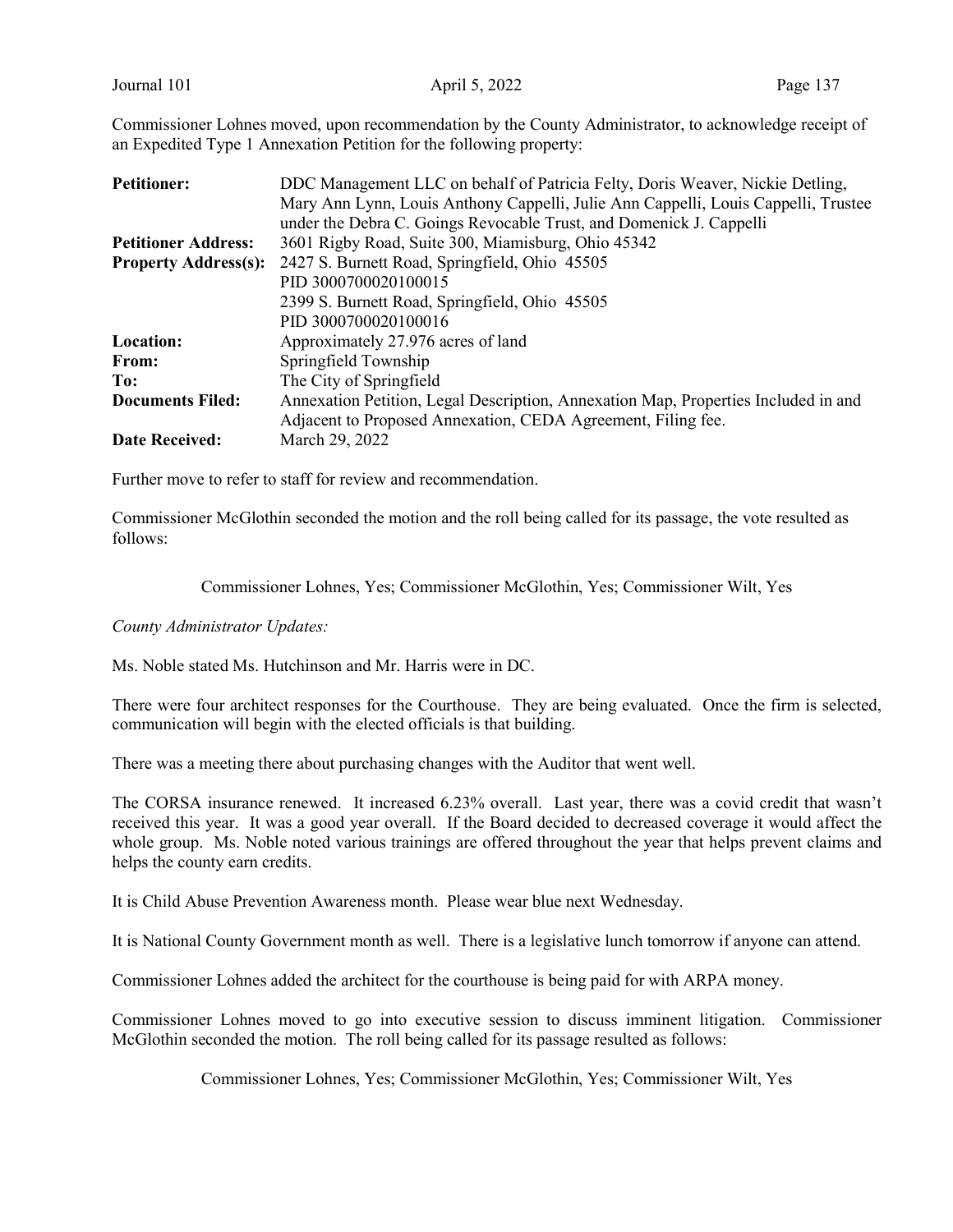Commissioner Lohnes moved, upon recommendation by the County Administrator, to acknowledge receipt of an Expedited Type 1 Annexation Petition for the following property:

| | |
|---|---|
| **Petitioner:** | DDC Management LLC on behalf of Patricia Felty, Doris Weaver, Nickie Detling, Mary Ann Lynn, Louis Anthony Cappelli, Julie Ann Cappelli, Louis Cappelli, Trustee under the Debra C. Goings Revocable Trust, and Domenick J. Cappelli |
| **Petitioner Address:** | 3601 Rigby Road, Suite 300, Miamisburg, Ohio 45342 |
| **Property Address(s):** | 2427 S. Burnett Road, Springfield, Ohio 45505<br>PID 3000700020100015<br>2399 S. Burnett Road, Springfield, Ohio 45505<br>PID 3000700020100016 |
| **Location:** | Approximately 27.976 acres of land |
| **From:** | Springfield Township |
| **To:** | The City of Springfield |
| **Documents Filed:** | Annexation Petition, Legal Description, Annexation Map, Properties Included in and Adjacent to Proposed Annexation, CEDA Agreement, Filing fee. |
| **Date Received:** | March 29, 2022 |

Further move to refer to staff for review and recommendation.

Commissioner McGlothin seconded the motion and the roll being called for its passage, the vote resulted as follows:

Commissioner Lohnes, Yes; Commissioner McGlothin, Yes; Commissioner Wilt, Yes

*County Administrator Updates:*

Ms. Noble stated Ms. Hutchinson and Mr. Harris were in DC.

There were four architect responses for the Courthouse. They are being evaluated. Once the firm is selected, communication will begin with the elected officials is that building.

There was a meeting there about purchasing changes with the Auditor that went well.

The CORSA insurance renewed. It increased 6.23% overall. Last year, there was a covid credit that wasn't received this year. It was a good year overall. If the Board decided to decreased coverage it would affect the whole group. Ms. Noble noted various trainings are offered throughout the year that helps prevent claims and helps the county earn credits.

It is Child Abuse Prevention Awareness month. Please wear blue next Wednesday.

It is National County Government month as well. There is a legislative lunch tomorrow if anyone can attend.

Commissioner Lohnes added the architect for the courthouse is being paid for with ARPA money.

Commissioner Lohnes moved to go into executive session to discuss imminent litigation. Commissioner McGlothin seconded the motion. The roll being called for its passage resulted as follows:

Commissioner Lohnes, Yes; Commissioner McGlothin, Yes; Commissioner Wilt, Yes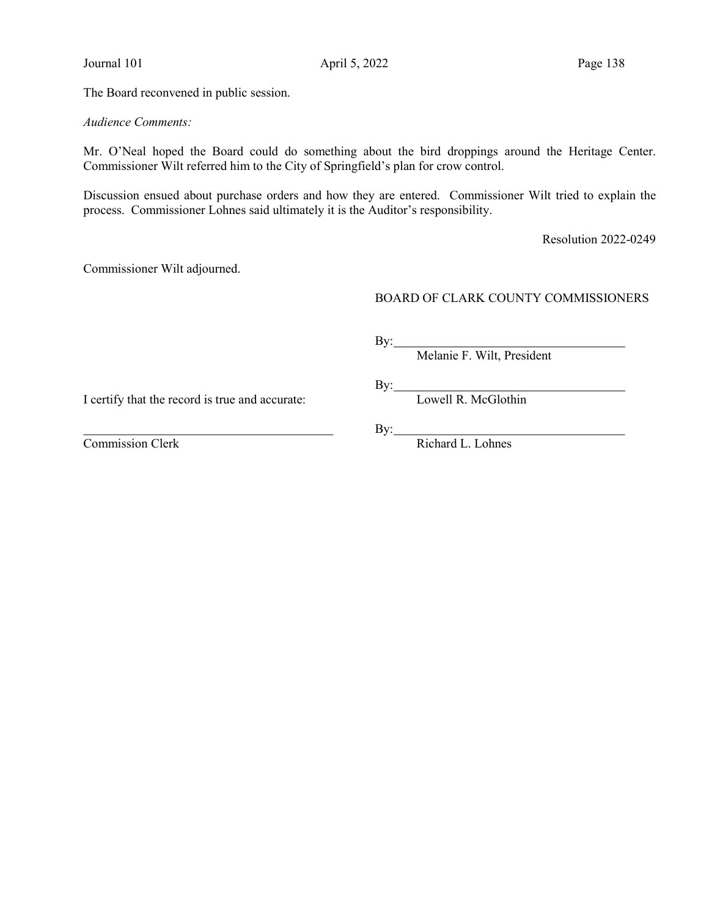The Board reconvened in public session.

*Audience Comments:*

Mr. O'Neal hoped the Board could do something about the bird droppings around the Heritage Center. Commissioner Wilt referred him to the City of Springfield's plan for crow control.

Discussion ensued about purchase orders and how they are entered. Commissioner Wilt tried to explain the process. Commissioner Lohnes said ultimately it is the Auditor's responsibility.

Resolution 2022-0249

Commissioner Wilt adjourned.

BOARD OF CLARK COUNTY COMMISSIONERS

By:\_\_\_\_\_\_\_\_\_\_\_\_\_\_\_\_\_\_\_\_\_\_\_\_\_\_\_\_\_\_\_\_\_\_\_\_
Melanie F. Wilt, President

By:\_\_\_\_\_\_\_\_\_\_\_\_\_\_\_\_\_\_\_\_\_\_\_\_\_\_\_\_\_\_\_\_\_\_\_\_
Lowell R. McGlothin

By:\_\_\_\_\_\_\_\_\_\_\_\_\_\_\_\_\_\_\_\_\_\_\_\_\_\_\_\_\_\_\_\_\_\_\_\_
Richard L. Lohnes

I certify that the record is true and accurate:

\_\_\_\_\_\_\_\_\_\_\_\_\_\_\_\_\_\_\_\_\_\_\_\_\_\_\_\_\_\_\_\_\_\_\_\_\_\_\_\_
Commission Clerk